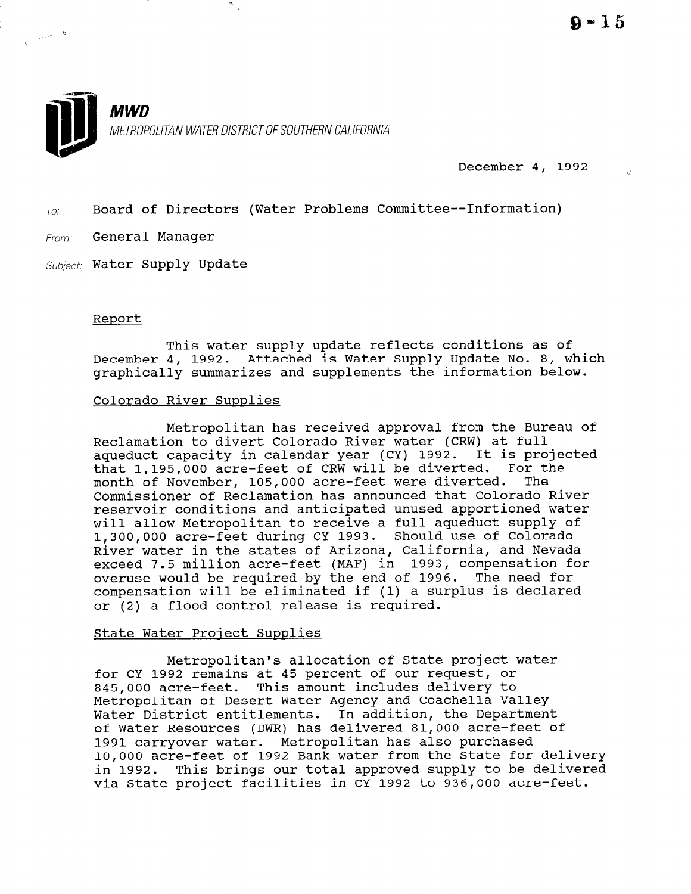**MWD**

*METROPOLITAN WATER DISTRICT OF SOUTHERN CALIFORNIA*

December 4, 1992

To: Board of Directors (Water Problems Committee--Information)

From: General Manager

Subject: Water Supply Update

## Report

This water supply update reflects conditions as of December 4, 1992. Attached is Water Supply Update No. 8, which graphically summarizes and supplements the information below.

### Colorado River Supplies

Metropolitan has received approval from the Bureau of Reclamation to divert Colorado River water (CRW) at full aqueduct capacity in calendar year (CY) 1992. It is projected that 1,195,000 acre-feet of CRW will be diverted. For the month of November, 105,000 acre-feet were diverted. The Commissioner of Reclamation has announced that Colorado River reservoir conditions and anticipated unused apportioned water will allow Metropolitan to receive a full aqueduct supply of 1,300,000 acre-feet during CY 1993. Should use of Colorado River water in the states of Arizona, California, and Nevada exceed 7.5 million acre-feet (MAF) in 1993, compensation for overuse would be required by the end of 1996. The need for compensation will be eliminated if (1) a surplus is declared or (2) a flood control release is required.

### State Water Project Supplies

Metropolitan's allocation of State project water for CY 1992 remains at 45 percent of our request, or 845,000 acre-feet. This amount includes delivery to Metropolitan of Desert Water Agency and Coachella Valley Water District entitlements. In addition, the Department of Water Resources (DWR) has delivered 81,000 acre-feet of 1991 carryover water. Metropolitan has also purchased 10,000 acre-feet of 1992 Bank water from the State for delivery in 1992. This brings our total approved supply to be delivered via State project facilities in CY 1992 to 936,000 acre-feet.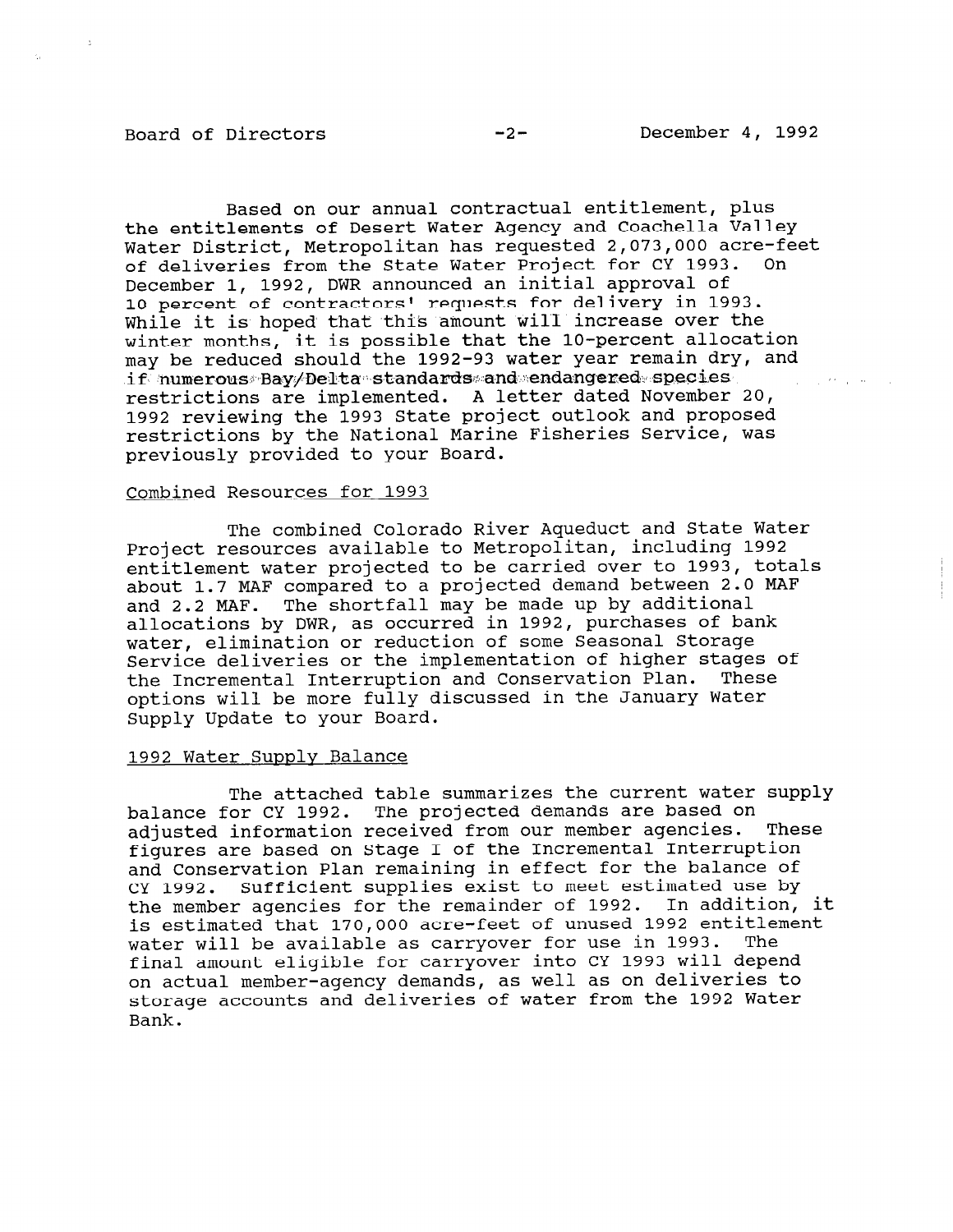Based on our annual contractual entitlement, plus the entitlements of Desert Water Agency and Coachella Valley Water District, Metropolitan has requested 2,073,000 acre-feet of deliveries from the State Water Project for CY 1993. On December 1, 1992, DWR announced an initial approval of 10 percent of contractors' requests for delivery in 1993. While it is hoped that this amount will increase over the winter months, it is possible that the 10-percent allocation may be reduced should the 1992-93 water year remain dry, and if numerous Bay/Delta standards and endangered species restrictions are implemented. A letter dated November 20, 1992 reviewing the 1993 State project outlook and proposed restrictions by the National Marine Fisheries Service, was previously provided to your Board.

## Combined Resources for 1993

The combined Colorado River Aqueduct and State Water Project resources available to Metropolitan, including 1992 entitlement water projected to be carried over to 1993, totals about 1.7 MAF compared to a projected demand between 2.0 MAF and 2.2 MAF. The shortfall may be made up by additional allocations by DWR, as occurred in 1992, purchases of bank water, elimination or reduction of some Seasonal Storage Service deliveries or the implementation of higher stages of the Incremental Interruption and Conservation Plan. These options will be more fully discussed in the January Water Supply Update to your Board.

## 1992 Water Supply Balance

The attached table summarizes the current water supply balance for CY 1992. The projected demands are based on adjusted information received from our member agencies. These figures are based on Stage I of the Incremental Interruption and Conservation Plan remaining in effect for the balance of CY 1992. Sufficient supplies exist to meet estimated use by the member agencies for the remainder of 1992. In addition, it is estimated that 170,000 acre-feet of unused 1992 entitlement water will be available as carryover for use in 1993. The final amount eligible for carryover into CY 1993 will depend on actual member-agency demands, as well as on deliveries to storage accounts and deliveries of water from the 1992 Water Bank.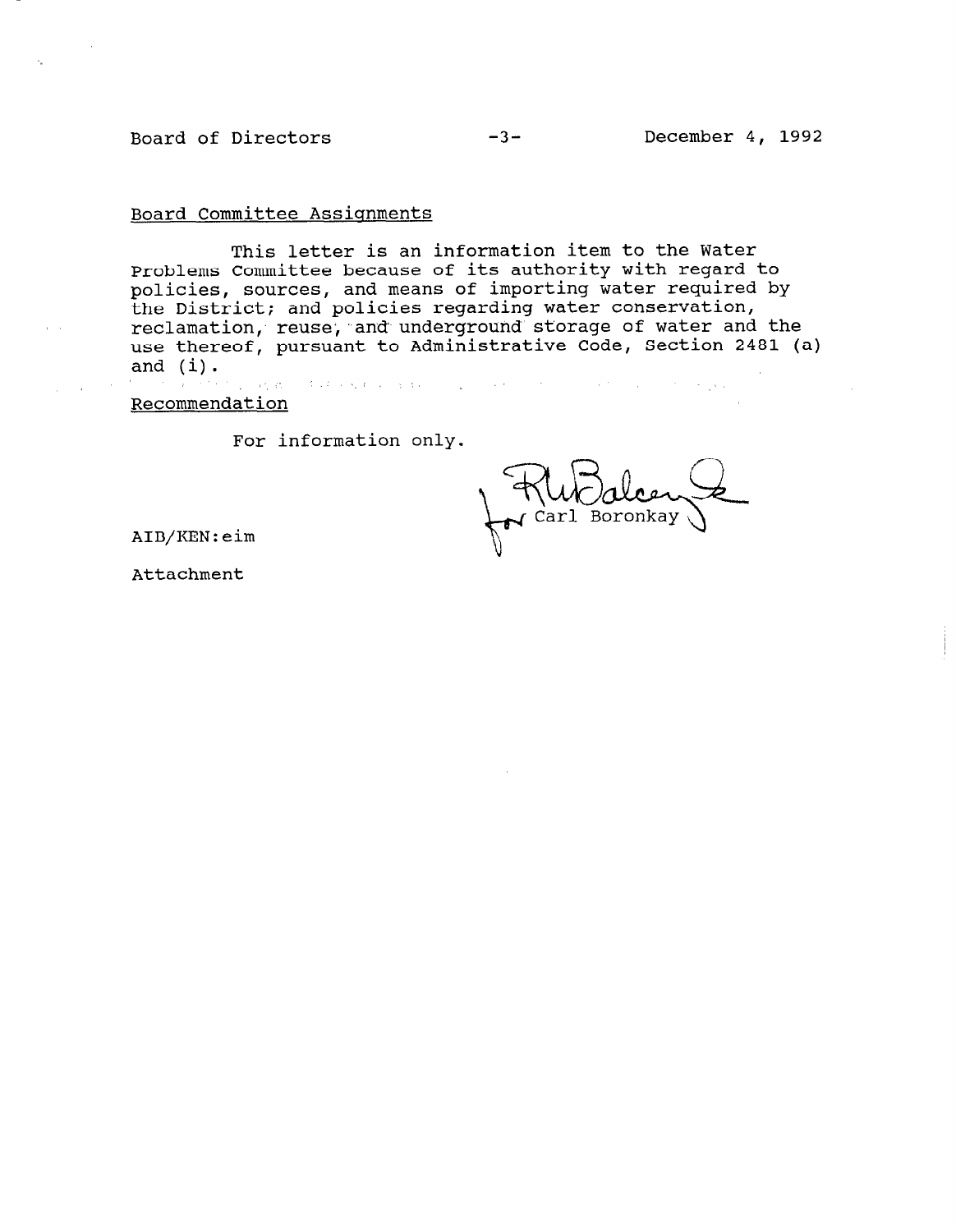Board Committee Assignments

This letter is an information item to the Water Problems Committee because of its authority with regard to policies, sources, and means of importing water required by the District; and policies regarding water conservation, reclamation, reuse, and underground storage of water and the use thereof, pursuant to Administrative Code, Section 2481 (a) and (i).

Recommendation

For information only.

for Carl Boronkay

AIB/KEN:eim

Attachment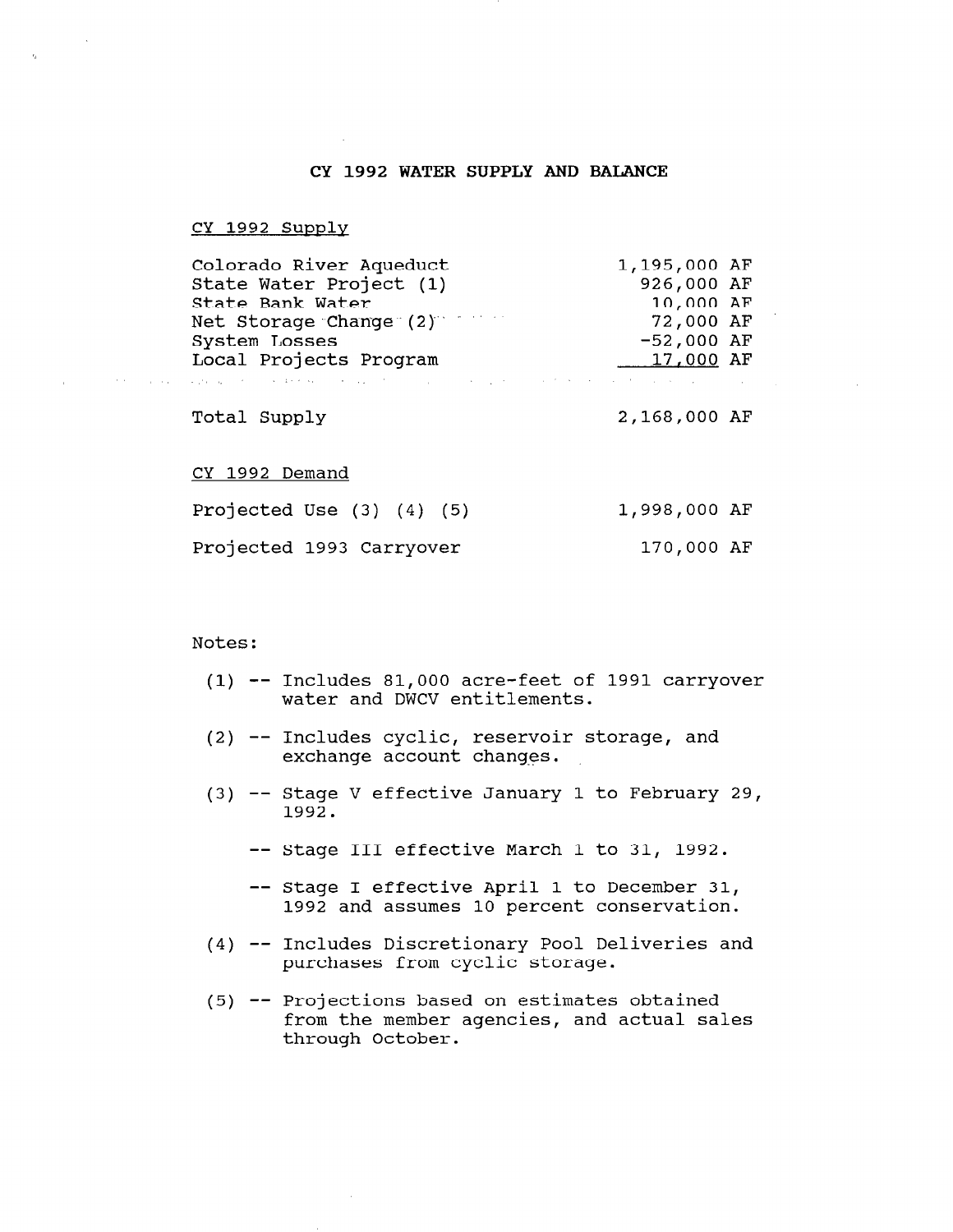# CY 1992 WATER SUPPLY AND BALANCE

## CY 1992 Supply

| | |
|---|---|
| Colorado River Aqueduct | 1,195,000 AF |
| State Water Project (1) | 926,000 AF |
| State Bank Water | 10,000 AF |
| Net Storage Change (2) | 72,000 AF |
| System Losses | -52,000 AF |
| Local Projects Program | 17,000 AF |
| Total Supply | 2,168,000 AF |

## CY 1992 Demand

| | |
|---|---|
| Projected Use (3) (4) (5) | 1,998,000 AF |
| Projected 1993 Carryover | 170,000 AF |

Notes:

(1) -- Includes 81,000 acre-feet of 1991 carryover water and DWCV entitlements.

(2) -- Includes cyclic, reservoir storage, and exchange account changes.

(3) -- Stage V effective January 1 to February 29, 1992.

-- Stage III effective March 1 to 31, 1992.

-- Stage I effective April 1 to December 31, 1992 and assumes 10 percent conservation.

(4) -- Includes Discretionary Pool Deliveries and purchases from cyclic storage.

(5) -- Projections based on estimates obtained from the member agencies, and actual sales through October.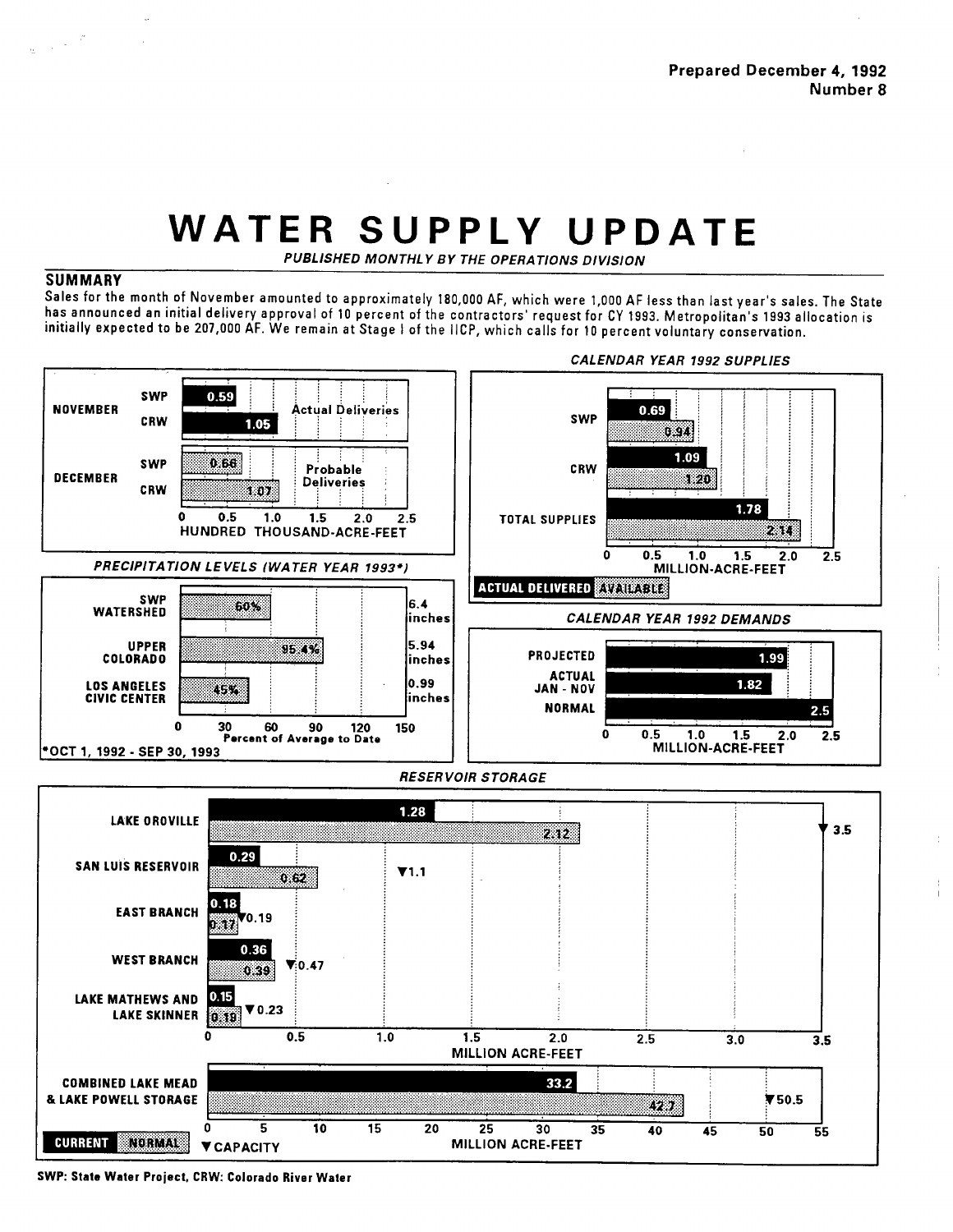Prepared December 4, 1992
Number 8

# WATER SUPPLY UPDATE

*PUBLISHED MONTHLY BY THE OPERATIONS DIVISION*

## SUMMARY

Sales for the month of November amounted to approximately 180,000 AF, which were 1,000 AF less than last year's sales. The State has announced an initial delivery approval of 10 percent of the contractors' request for CY 1993. Metropolitan's 1993 allocation is initially expected to be 207,000 AF. We remain at Stage I of the IICP, which calls for 10 percent voluntary conservation.

| Month | Source | Hundred Thousand-Acre-Feet | Type |
|---|---|---|---|
| NOVEMBER | SWP | 0.59 | Actual Deliveries |
| NOVEMBER | CRW | 1.05 | Actual Deliveries |
| DECEMBER | SWP | 0.66 | Probable Deliveries |
| DECEMBER | CRW | 1.07 | Probable Deliveries |

### *CALENDAR YEAR 1992 SUPPLIES*

| | Actual Delivered (Million-Acre-Feet) | Available (Million-Acre-Feet) |
|---|---|---|
| SWP | 0.69 | 0.94 |
| CRW | 1.09 | 1.20 |
| TOTAL SUPPLIES | 1.78 | 2.14 |

### *PRECIPITATION LEVELS (WATER YEAR 1993\*)*

| Location | Percent of Average to Date | Inches |
|---|---|---|
| SWP WATERSHED | 60% | 6.4 inches |
| UPPER COLORADO | 95.4% | 5.94 inches |
| LOS ANGELES CIVIC CENTER | 45% | 0.99 inches |

\*OCT 1, 1992 - SEP 30, 1993

### *CALENDAR YEAR 1992 DEMANDS*

| | Million-Acre-Feet |
|---|---|
| PROJECTED | 1.99 |
| ACTUAL JAN - NOV | 1.82 |
| NORMAL | 2.5 |

### *RESERVOIR STORAGE*

| Reservoir | Current (Million Acre-Feet) | Normal (Million Acre-Feet) | Capacity (Million Acre-Feet) |
|---|---|---|---|
| LAKE OROVILLE | 1.28 | 2.12 | 3.5 |
| SAN LUIS RESERVOIR | 0.29 | 0.62 | 1.1 |
| EAST BRANCH | 0.18 | 0.17 | 0.19 |
| WEST BRANCH | 0.36 | 0.39 | 0.47 |
| LAKE MATHEWS AND LAKE SKINNER | 0.15 | 0.19 | 0.23 |
| COMBINED LAKE MEAD & LAKE POWELL STORAGE | 33.2 | 42.7 | 50.5 |

SWP: State Water Project, CRW: Colorado River Water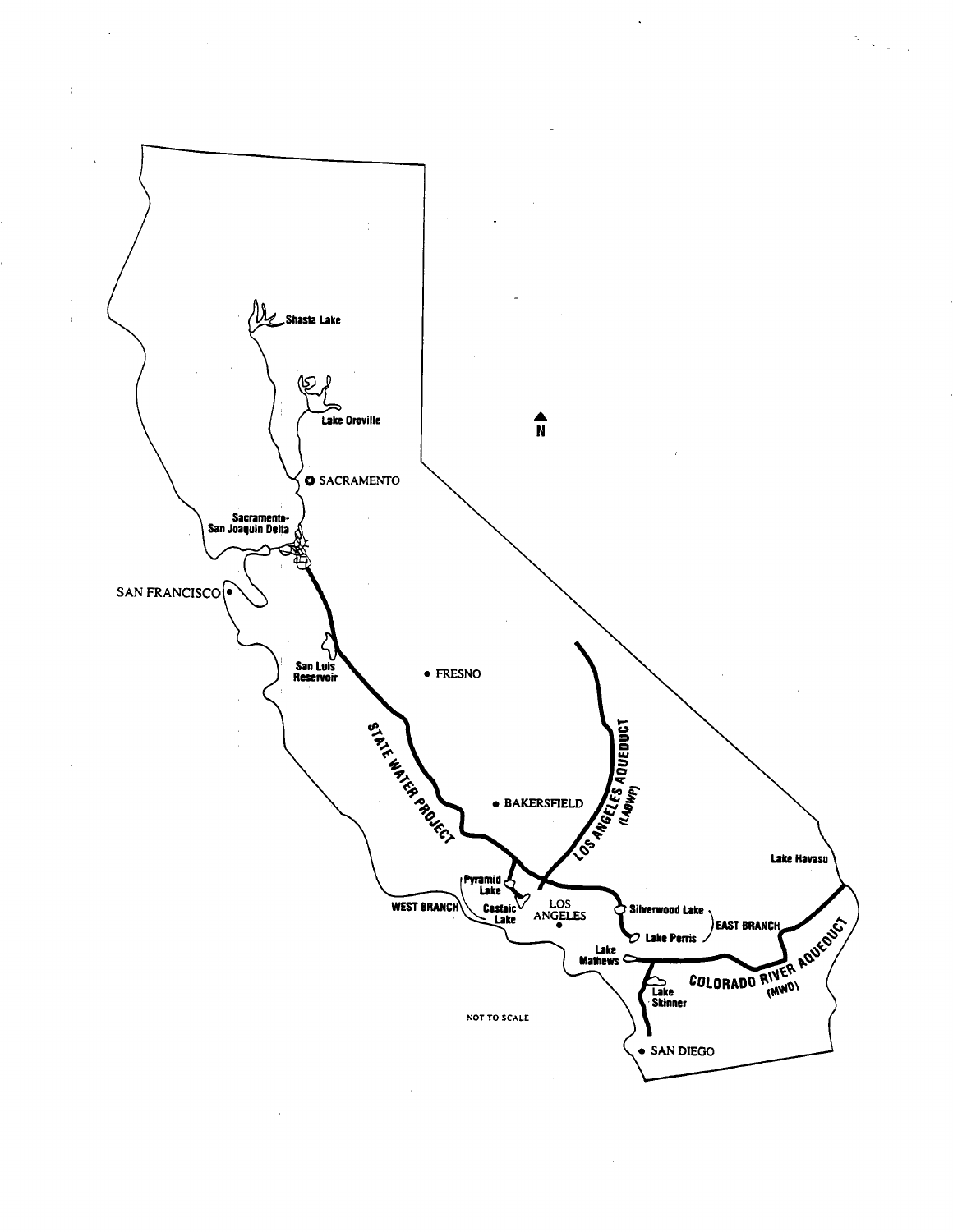Shasta Lake

Lake Oroville

SACRAMENTO

N

Sacramento-San Joaquin Delta

SAN FRANCISCO

San Luis Reservoir

FRESNO

STATE WATER PROJECT

LOS ANGELES AQUEDUCT (LADWP)

BAKERSFIELD

Lake Havasu

Pyramid Lake

WEST BRANCH

Castaic Lake

LOS ANGELES

Silverwood Lake

Lake Perris

EAST BRANCH

Lake Mathews

COLORADO RIVER AQUEDUCT (MWD)

Lake Skinner

NOT TO SCALE

SAN DIEGO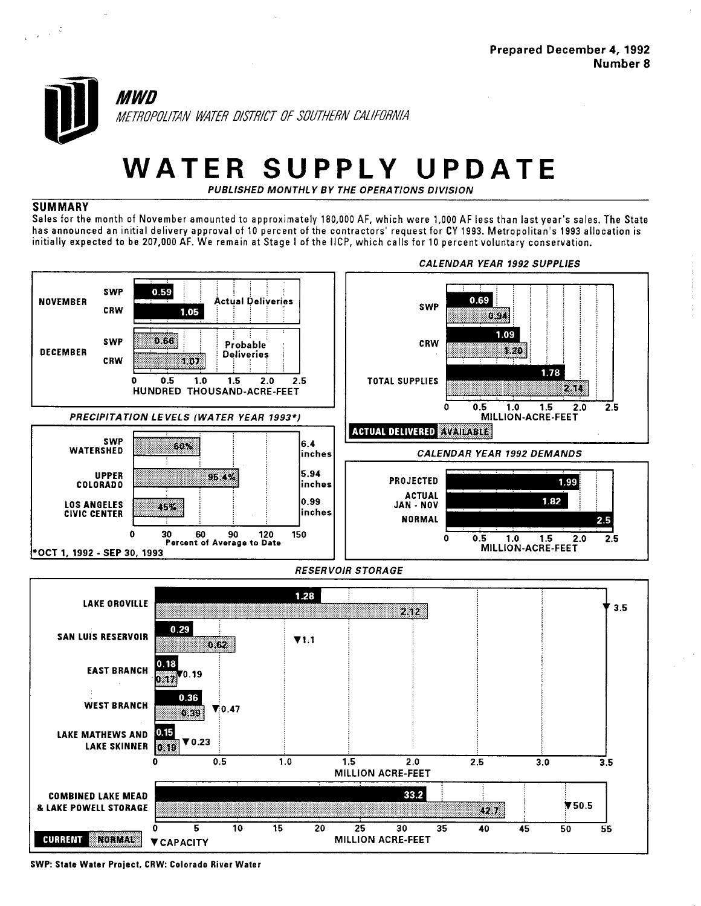Prepared December 4, 1992
Number 8

*MWD*

*METROPOLITAN WATER DISTRICT OF SOUTHERN CALIFORNIA*

# WATER SUPPLY UPDATE

*PUBLISHED MONTHLY BY THE OPERATIONS DIVISION*

## SUMMARY

Sales for the month of November amounted to approximately 180,000 AF, which were 1,000 AF less than last year's sales. The State has announced an initial delivery approval of 10 percent of the contractors' request for CY 1993. Metropolitan's 1993 allocation is initially expected to be 207,000 AF. We remain at Stage I of the IICP, which calls for 10 percent voluntary conservation.

### Monthly Deliveries (HUNDRED THOUSAND-ACRE-FEET)

| Month | Source | Deliveries | Type |
|---|---|---|---|
| NOVEMBER | SWP | 0.59 | Actual Deliveries |
| NOVEMBER | CRW | 1.05 | Actual Deliveries |
| DECEMBER | SWP | 0.66 | Probable Deliveries |
| DECEMBER | CRW | 1.07 | Probable Deliveries |

### *CALENDAR YEAR 1992 SUPPLIES* (MILLION-ACRE-FEET)

| | ACTUAL DELIVERED | AVAILABLE |
|---|---|---|
| SWP | 0.69 | 0.94 |
| CRW | 1.09 | 1.20 |
| TOTAL SUPPLIES | 1.78 | 2.14 |

### *PRECIPITATION LEVELS (WATER YEAR 1993\*)*

| Location | Percent of Average to Date | Inches |
|---|---|---|
| SWP WATERSHED | 60% | 6.4 inches |
| UPPER COLORADO | 95.4% | 5.94 inches |
| LOS ANGELES CIVIC CENTER | 45% | 0.99 inches |

*OCT 1, 1992 - SEP 30, 1993

### *CALENDAR YEAR 1992 DEMANDS* (MILLION-ACRE-FEET)

| | |
|---|---|
| PROJECTED | 1.99 |
| ACTUAL JAN - NOV | 1.82 |
| NORMAL | 2.5 |

### *RESERVOIR STORAGE* (MILLION ACRE-FEET)

| Reservoir | Current | Normal | Capacity |
|---|---|---|---|
| LAKE OROVILLE | 1.28 | 2.12 | 3.5 |
| SAN LUIS RESERVOIR | 0.29 | 0.62 | 1.1 |
| EAST BRANCH | 0.18 | 0.17 | 0.19 |
| WEST BRANCH | 0.36 | 0.39 | 0.47 |
| LAKE MATHEWS AND LAKE SKINNER | 0.15 | 0.19 | 0.23 |
| COMBINED LAKE MEAD & LAKE POWELL STORAGE | 33.2 | 42.7 | 50.5 |

SWP: State Water Project, CRW: Colorado River Water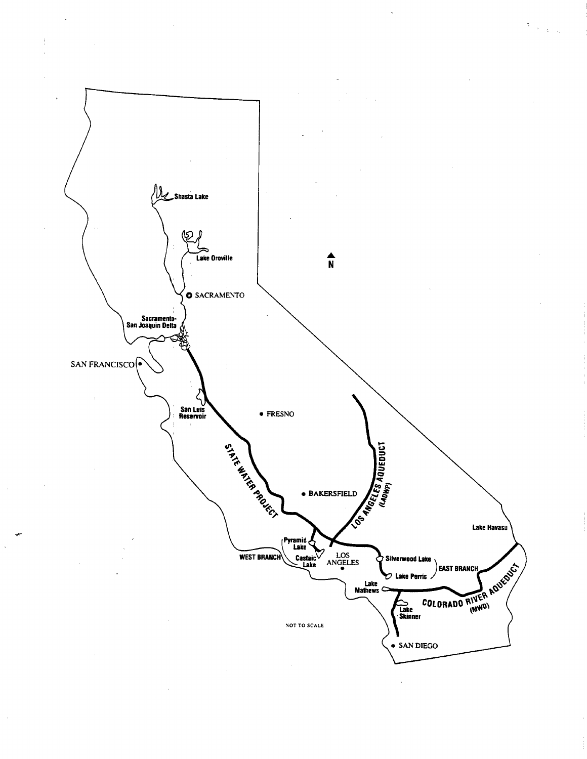N

Shasta Lake

Lake Oroville

SACRAMENTO

Sacramento-
San Joaquin Delta

SAN FRANCISCO

San Luis
Reservoir

FRESNO

STATE WATER PROJECT

BAKERSFIELD

LOS ANGELES AQUEDUCT
(LADWP)

Pyramid
Lake

Castaic
Lake

WEST BRANCH

LOS
ANGELES

Silverwood Lake

Lake Perris

EAST BRANCH

Lake Havasu

Lake
Mathews

COLORADO RIVER AQUEDUCT
(MWD)

Lake
Skinner

SAN DIEGO

NOT TO SCALE